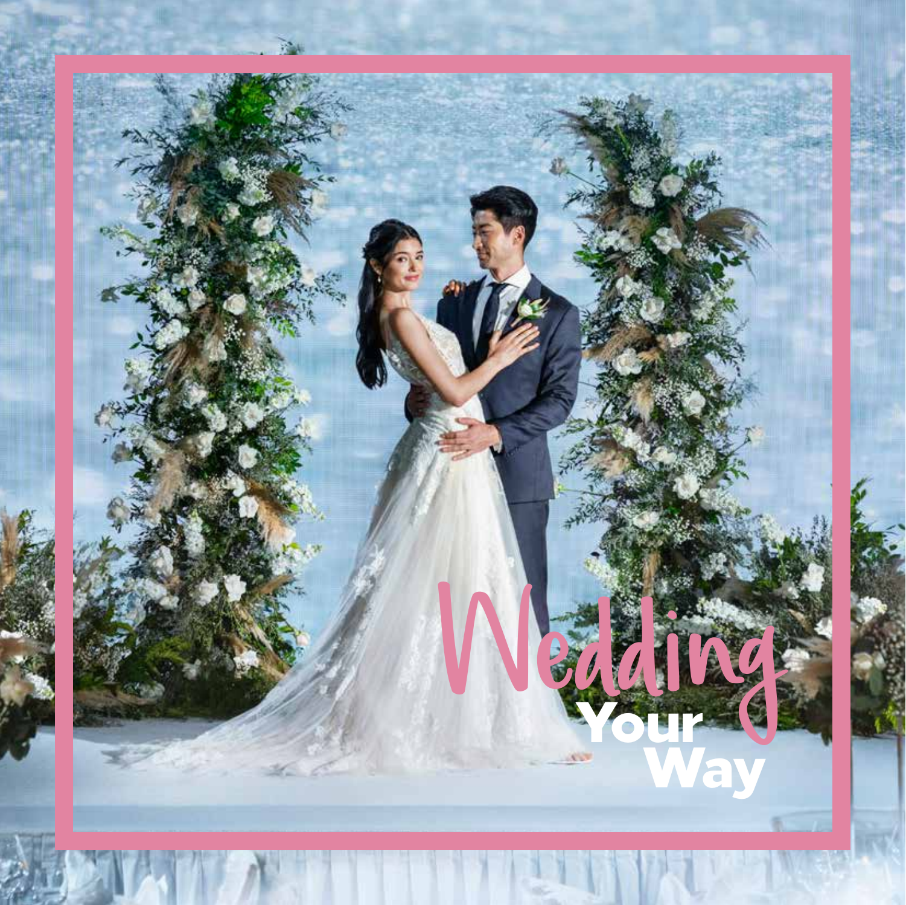# Wedding Your Way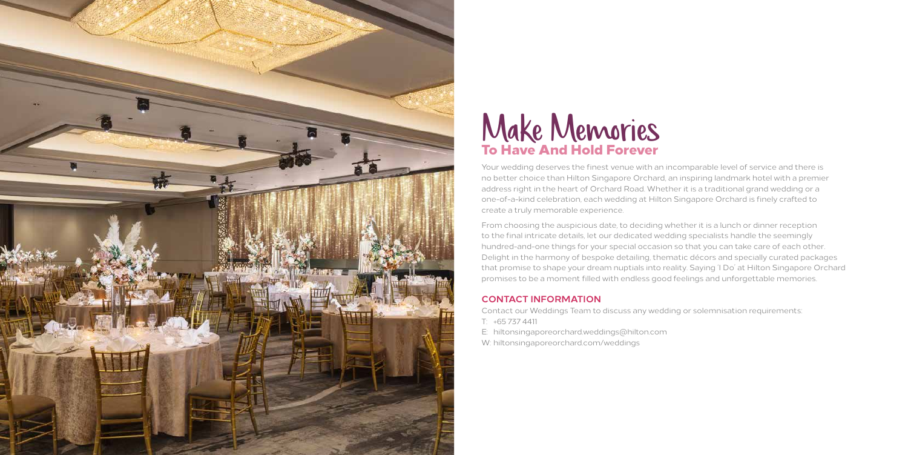# Make Memories
## To Have And Hold Forever

Your wedding deserves the finest venue with an incomparable level of service and there is no better choice than Hilton Singapore Orchard, an inspiring landmark hotel with a premier address right in the heart of Orchard Road. Whether it is a traditional grand wedding or a one-of-a-kind celebration, each wedding at Hilton Singapore Orchard is finely crafted to create a truly memorable experience.

From choosing the auspicious date, to deciding whether it is a lunch or dinner reception to the final intricate details, let our dedicated wedding specialists handle the seemingly hundred-and-one things for your special occasion so that you can take care of each other. Delight in the harmony of bespoke detailing, thematic décors and specially curated packages that promise to shape your dream nuptials into reality. Saying 'I Do' at Hilton Singapore Orchard promises to be a moment filled with endless good feelings and unforgettable memories.

### CONTACT INFORMATION

Contact our Weddings Team to discuss any wedding or solemnisation requirements:

T: +65 737 4411

E: hiltonsingaporeorchard.weddings@hilton.com

W: hiltonsingaporeorchard.com/weddings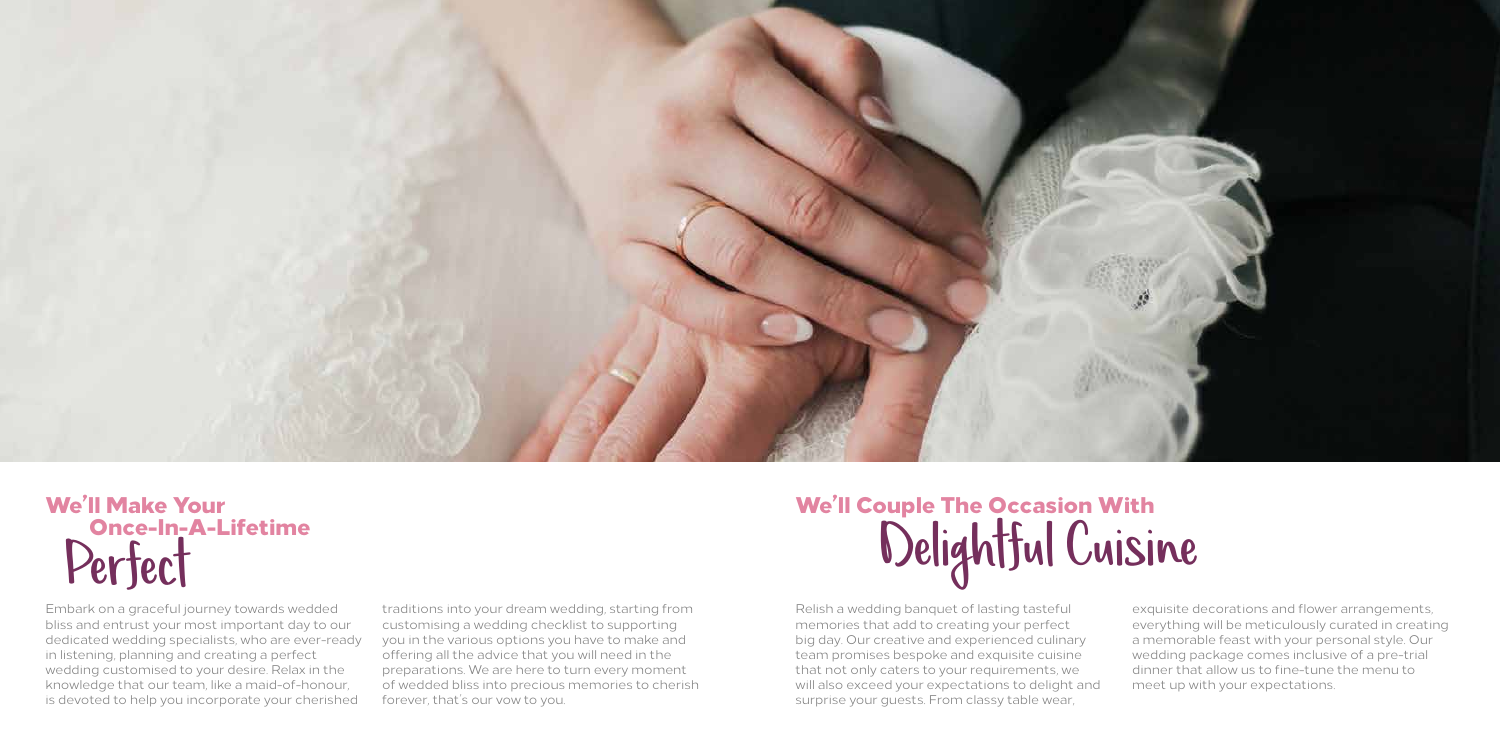## We'll Make Your Once-In-A-Lifetime Perfect

Embark on a graceful journey towards wedded bliss and entrust your most important day to our dedicated wedding specialists, who are ever-ready in listening, planning and creating a perfect wedding customised to your desire. Relax in the knowledge that our team, like a maid-of-honour, is devoted to help you incorporate your cherished traditions into your dream wedding, starting from customising a wedding checklist to supporting you in the various options you have to make and offering all the advice that you will need in the preparations. We are here to turn every moment of wedded bliss into precious memories to cherish forever, that's our vow to you.

## We'll Couple The Occasion With Delightful Cuisine

Relish a wedding banquet of lasting tasteful memories that add to creating your perfect big day. Our creative and experienced culinary team promises bespoke and exquisite cuisine that not only caters to your requirements, we will also exceed your expectations to delight and surprise your guests. From classy table wear, exquisite decorations and flower arrangements, everything will be meticulously curated in creating a memorable feast with your personal style. Our wedding package comes inclusive of a pre-trial dinner that allow us to fine-tune the menu to meet up with your expectations.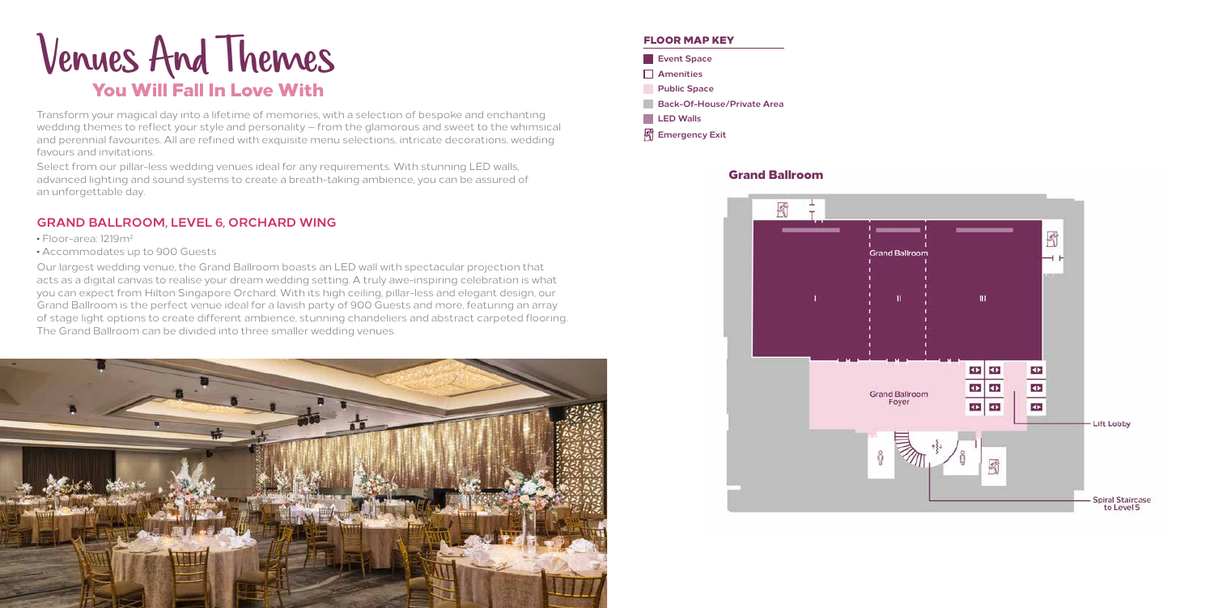# Venues And Themes

## You Will Fall In Love With

Transform your magical day into a lifetime of memories, with a selection of bespoke and enchanting wedding themes to reflect your style and personality – from the glamorous and sweet to the whimsical and perennial favourites. All are refined with exquisite menu selections, intricate decorations, wedding favours and invitations.

Select from our pillar-less wedding venues ideal for any requirements. With stunning LED walls, advanced lighting and sound systems to create a breath-taking ambience, you can be assured of an unforgettable day.

### GRAND BALLROOM, LEVEL 6, ORCHARD WING

- Floor-area: 1219m²
- Accommodates up to 900 Guests

Our largest wedding venue, the Grand Ballroom boasts an LED wall with spectacular projection that acts as a digital canvas to realise your dream wedding setting. A truly awe-inspiring celebration is what you can expect from Hilton Singapore Orchard. With its high ceiling, pillar-less and elegant design, our Grand Ballroom is the perfect venue ideal for a lavish party of 900 Guests and more, featuring an array of stage light options to create different ambience, stunning chandeliers and abstract carpeted flooring. The Grand Ballroom can be divided into three smaller wedding venues.

#### FLOOR MAP KEY

- Event Space
- Amenities
- Public Space
- Back-Of-House/Private Area
- LED Walls
- Emergency Exit

#### Grand Ballroom

Grand Ballroom I II III

Grand Ballroom Foyer

Lift Lobby

Spiral Staircase to Level 5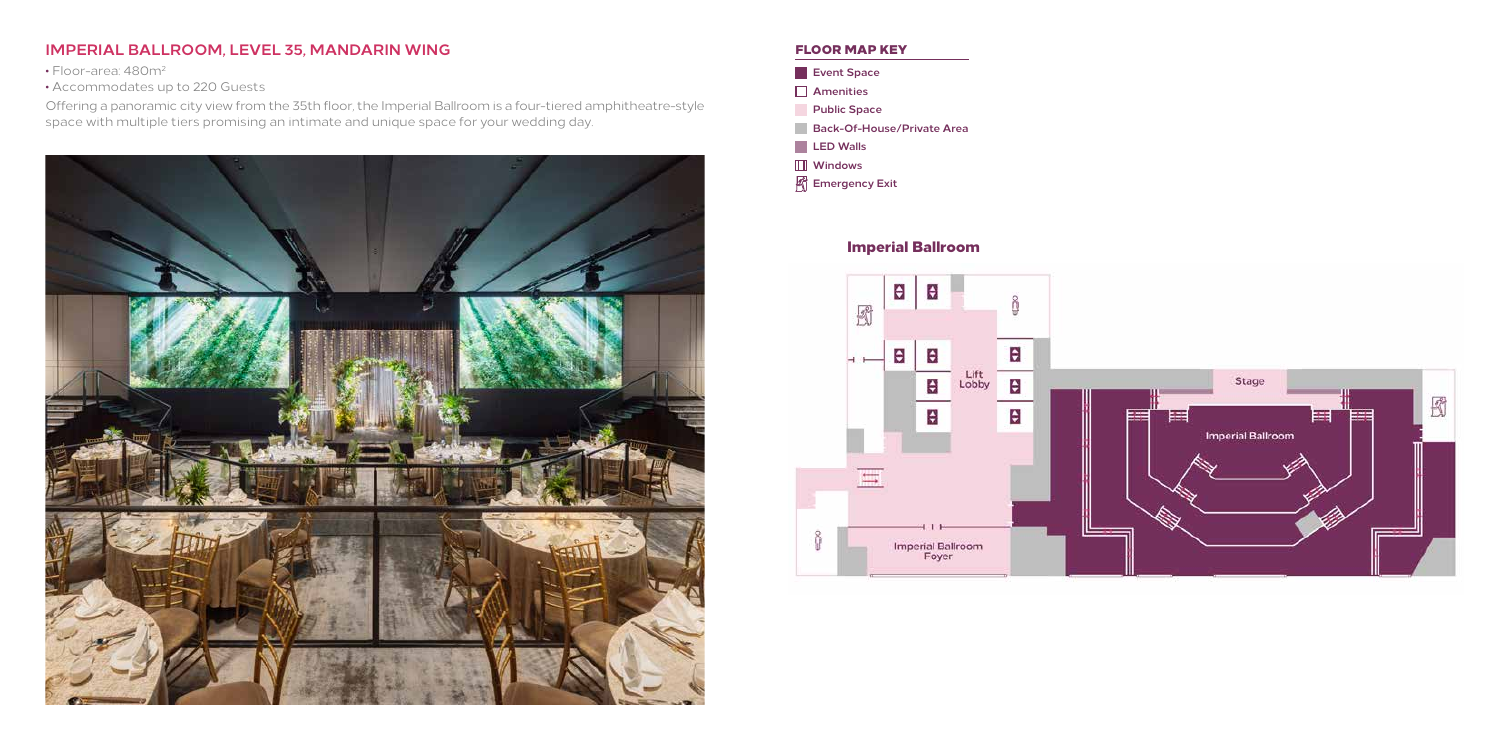## IMPERIAL BALLROOM, LEVEL 35, MANDARIN WING

- Floor-area: 480m²
- Accommodates up to 220 Guests

Offering a panoramic city view from the 35th floor, the Imperial Ballroom is a four-tiered amphitheatre-style space with multiple tiers promising an intimate and unique space for your wedding day.

### FLOOR MAP KEY

- Event Space
- Amenities
- Public Space
- Back-Of-House/Private Area
- LED Walls
- Windows
- Emergency Exit

### Imperial Ballroom

Stage

Imperial Ballroom

Lift Lobby

Imperial Ballroom Foyer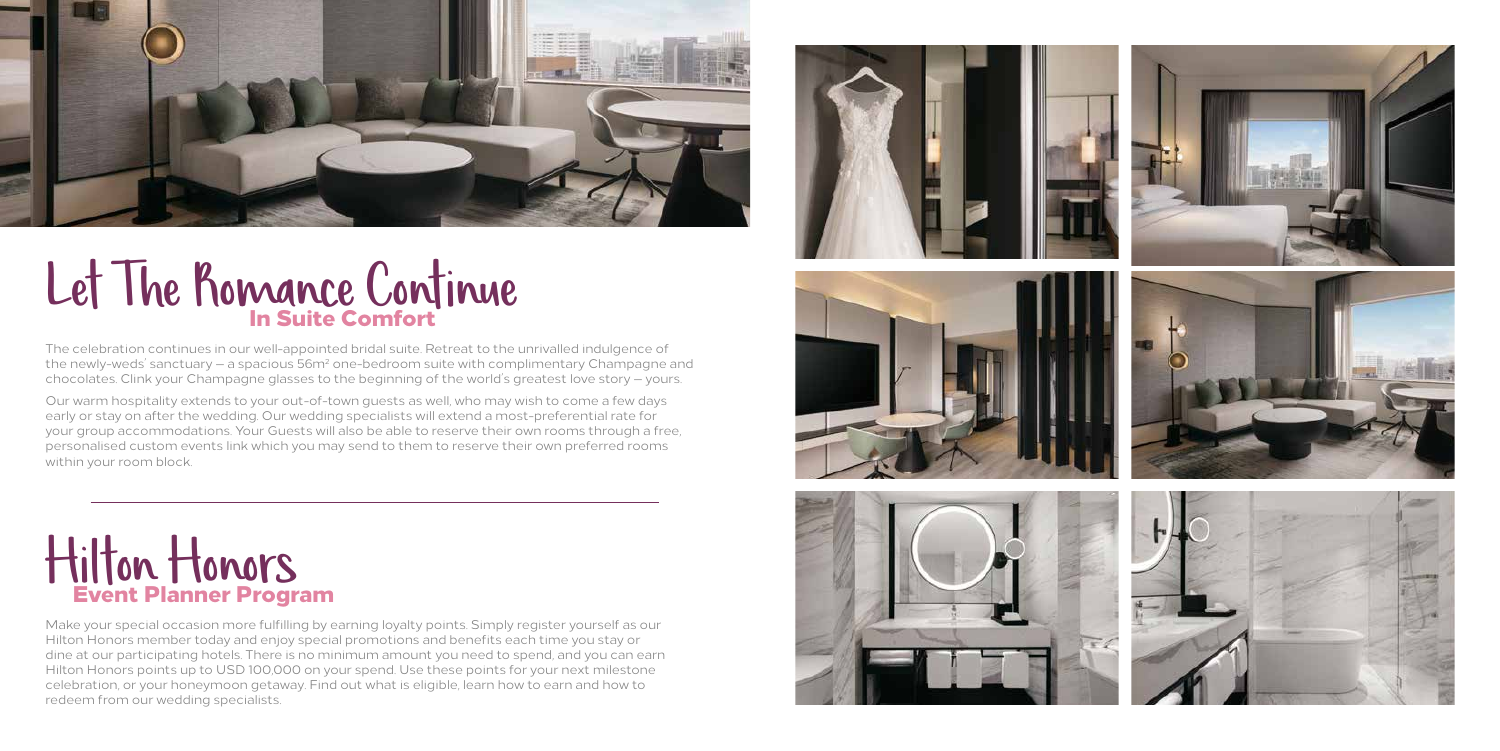# Let The Romance Continue

## In Suite Comfort

The celebration continues in our well-appointed bridal suite. Retreat to the unrivalled indulgence of the newly-weds' sanctuary – a spacious 56m² one-bedroom suite with complimentary Champagne and chocolates. Clink your Champagne glasses to the beginning of the world's greatest love story – yours.

Our warm hospitality extends to your out-of-town guests as well, who may wish to come a few days early or stay on after the wedding. Our wedding specialists will extend a most-preferential rate for your group accommodations. Your Guests will also be able to reserve their own rooms through a free, personalised custom events link which you may send to them to reserve their own preferred rooms within your room block.

# Hilton Honors

## Event Planner Program

Make your special occasion more fulfilling by earning loyalty points. Simply register yourself as our Hilton Honors member today and enjoy special promotions and benefits each time you stay or dine at our participating hotels. There is no minimum amount you need to spend, and you can earn Hilton Honors points up to USD 100,000 on your spend. Use these points for your next milestone celebration, or your honeymoon getaway. Find out what is eligible, learn how to earn and how to redeem from our wedding specialists.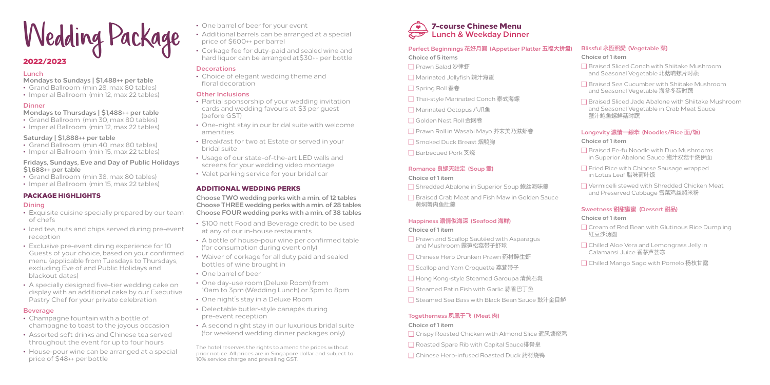# Wedding Package

## 2022/2023

### Lunch

**Mondays to Sundays | $1,488++ per table**

- Grand Ballroom (min 28, max 80 tables)
- Imperial Ballroom (min 12, max 22 tables)

### Dinner

**Mondays to Thursdays | $1,488++ per table**

- Grand Ballroom (min 30, max 80 tables)
- Imperial Ballroom (min 12, max 22 tables)

**Saturday | $1,888++ per table**

- Grand Ballroom (min 40, max 80 tables)
- Imperial Ballroom (min 15, max 22 tables)

**Fridays, Sundays, Eve and Day of Public Holidays $1,688++ per table**

- Grand Ballroom (min 38, max 80 tables)
- Imperial Ballroom (min 15, max 22 tables)

## PACKAGE HIGHLIGHTS

### Dining

- Exquisite cuisine specially prepared by our team of chefs
- Iced tea, nuts and chips served during pre-event reception
- Exclusive pre-event dining experience for 10 Guests of your choice, based on your confirmed menu (applicable from Tuesdays to Thursdays, excluding Eve of and Public Holidays and blackout dates)
- A specially designed five-tier wedding cake on display with an additional cake by our Executive Pastry Chef for your private celebration

### Beverage

- Champagne fountain with a bottle of champagne to toast to the joyous occasion
- Assorted soft drinks and Chinese tea served throughout the event for up to four hours
- House-pour wine can be arranged at a special price of $48++ per bottle
- One barrel of beer for your event
- Additional barrels can be arranged at a special price of $600++ per barrel
- Corkage fee for duty-paid and sealed wine and hard liquor can be arranged at $30++ per bottle

### Decorations

- Choice of elegant wedding theme and floral decoration

### Other Inclusions

- Partial sponsorship of your wedding invitation cards and wedding favours at $3 per guest (before GST)
- One-night stay in our bridal suite with welcome amenities
- Breakfast for two at Estate or served in your bridal suite
- Usage of our state-of-the-art LED walls and screens for your wedding video montage
- Valet parking service for your bridal car

## ADDITIONAL WEDDING PERKS

**Choose TWO wedding perks with a min. of 12 tables**
**Choose THREE wedding perks with a min. of 28 tables**
**Choose FOUR wedding perks with a min. of 38 tables**

- $100 nett Food and Beverage credit to be used at any of our in-house restaurants
- A bottle of house-pour wine per confirmed table (for consumption during event only)
- Waiver of corkage for all duty paid and sealed bottles of wine brought in
- One barrel of beer
- One day-use room (Deluxe Room) from 10am to 3pm (Wedding Lunch) or 3pm to 8pm
- One night's stay in a Deluxe Room
- Delectable butler-style canapés during pre-event reception
- A second night stay in our luxurious bridal suite (for weekend wedding dinner packages only)

The hotel reserves the rights to amend the prices without prior notice. All prices are in Singapore dollar and subject to 10% service charge and prevailing GST.

## 7-course Chinese Menu
### Lunch & Weekday Dinner

### Perfect Beginnings 花好月圆 (Appetiser Platter 五福大拼盘)

**Choice of 5 items**

- ☐ Prawn Salad 沙律虾
- ☐ Marinated Jellyfish 辣汁海蜇
- ☐ Spring Roll 春卷
- ☐ Thai-style Marinated Conch 泰式海螺
- ☐ Marinated Octopus 八爪鱼
- ☐ Golden Nest Roll 金网卷
- ☐ Prawn Roll in Wasabi Mayo 芥末美乃滋虾卷
- ☐ Smoked Duck Breast 烟鸭胸
- ☐ Barbecued Pork 叉烧

### Romance 良缘天註定 (Soup 羹)

**Choice of 1 item**

- ☐ Shredded Abalone in Superior Soup 鲍丝海味羹
- ☐ Braised Crab Meat and Fish Maw in Golden Sauce 黄焖蟹肉鱼肚羹

### Happiness 濃情似海深 (Seafood 海鲜)

**Choice of 1 item**

- ☐ Prawn and Scallop Sautéed with Asparagus and Mushroom 露笋松菇带子虾球
- ☐ Chinese Herb Drunken Prawn 药材醉生虾
- ☐ Scallop and Yam Croquette 荔茸带子
- ☐ Hong Kong-style Steamed Garoupa 清蒸石斑
- ☐ Steamed Patin Fish with Garlic 蒜香巴丁鱼
- ☐ Steamed Sea Bass with Black Bean Sauce 豉汁金目鲈

### Togetherness 凤凰于飞 (Meat 肉)

**Choice of 1 item**

- ☐ Crispy Roasted Chicken with Almond Slice 避风塘烧鸡
- ☐ Roasted Spare Rib with Capital Sauce排骨皇
- ☐ Chinese Herb-infused Roasted Duck 药材烧鸭

### Blissful 永恆照愛 (Vegetable 菜)

**Choice of 1 item**

- ☐ Braised Sliced Conch with Shiitake Mushroom and Seasonal Vegetable 北菇响螺片时蔬
- ☐ Braised Sea Cucumber with Shiitake Mushroom and Seasonal Vegetable 海参冬菇时蔬
- ☐ Braised Sliced Jade Abalone with Shiitake Mushroom and Seasonal Vegetable in Crab Meat Sauce 蟹汁鲍鱼螺鲜菇时蔬

### Longevity 濃情一線牽 (Noodles/Rice 面/饭)

**Choice of 1 item**

- ☐ Braised Ee-fu Noodle with Duo Mushrooms in Superior Abalone Sauce 鲍汁双菇干烧伊面
- ☐ Fried Rice with Chinese Sausage wrapped in Lotus Leaf 腊味荷叶饭
- ☐ Vermicelli stewed with Shredded Chicken Meat and Preserved Cabbage 雪菜鸡丝焖米粉

### Sweetness 甜甜蜜蜜 (Dessert 甜品)

**Choice of 1 item**

- ☐ Cream of Red Bean with Glutinous Rice Dumpling 红豆沙汤圆
- ☐ Chilled Aloe Vera and Lemongrass Jelly in Calamansi Juice 香茅芦荟冻
- ☐ Chilled Mango Sago with Pomelo 杨枝甘露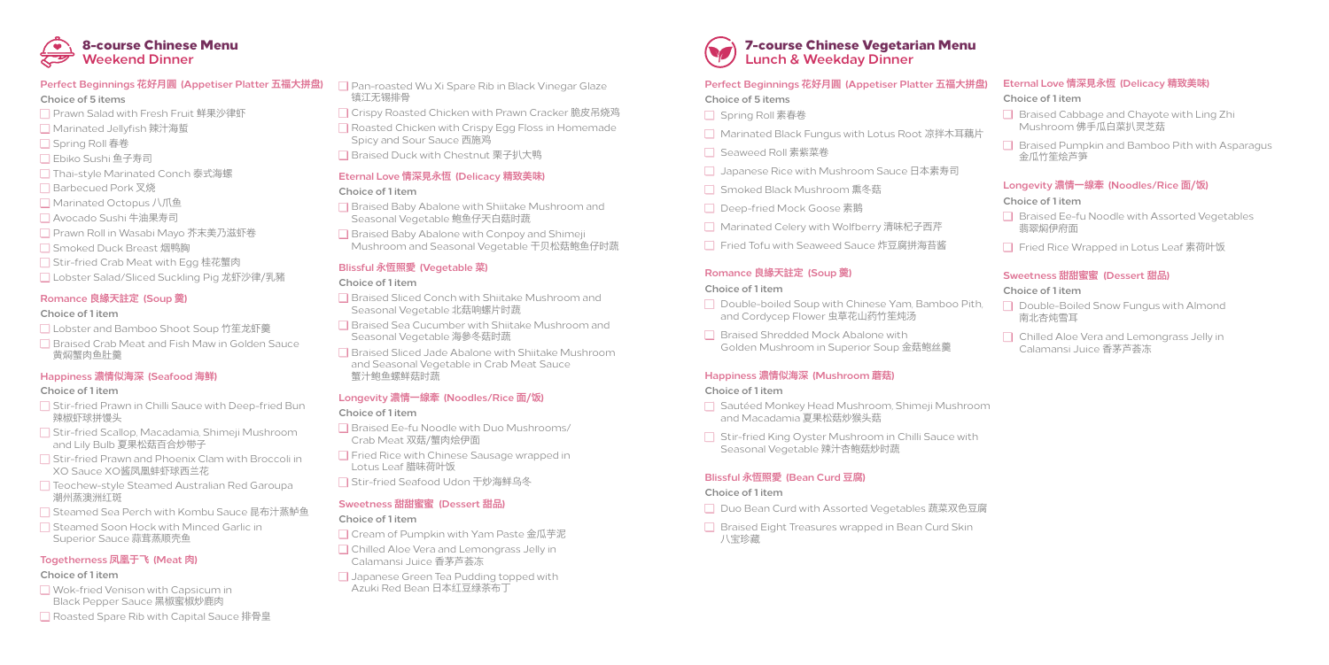## 8-course Chinese Menu
### Weekend Dinner

#### Perfect Beginnings 花好月圆 (Appetiser Platter 五福大拼盘)
**Choice of 5 items**

- Prawn Salad with Fresh Fruit 鲜果沙律虾
- Marinated Jellyfish 辣汁海蜇
- Spring Roll 春卷
- Ebiko Sushi 鱼子寿司
- Thai-style Marinated Conch 泰式海螺
- Barbecued Pork 叉烧
- Marinated Octopus 八爪鱼
- Avocado Sushi 牛油果寿司
- Prawn Roll in Wasabi Mayo 芥末美乃滋虾卷
- Smoked Duck Breast 烟鸭胸
- Stir-fried Crab Meat with Egg 桂花蟹肉
- Lobster Salad/Sliced Suckling Pig 龙虾沙律/乳猪

#### Romance 良缘天註定 (Soup 羹)
**Choice of 1 item**

- Lobster and Bamboo Shoot Soup 竹笙龙虾羹
- Braised Crab Meat and Fish Maw in Golden Sauce 黄焖蟹肉鱼肚羹

#### Happiness 濃情似海深 (Seafood 海鲜)
**Choice of 1 item**

- Stir-fried Prawn in Chilli Sauce with Deep-fried Bun 辣椒虾球拼馒头
- Stir-fried Scallop, Macadamia, Shimeji Mushroom and Lily Bulb 夏果松菇百合炒带子
- Stir-fried Prawn and Phoenix Clam with Broccoli in XO Sauce XO酱凤凰蚌虾球西兰花
- Teochew-style Steamed Australian Red Garoupa 潮州蒸澳洲红斑
- Steamed Sea Perch with Kombu Sauce 昆布汁蒸鲈鱼
- Steamed Soon Hock with Minced Garlic in Superior Sauce 蒜茸蒸顺壳鱼

#### Togetherness 凤凰于飞 (Meat 肉)
**Choice of 1 item**

- Wok-fried Venison with Capsicum in Black Pepper Sauce 黑椒蜜椒炒鹿肉
- Roasted Spare Rib with Capital Sauce 排骨皇
- Pan-roasted Wu Xi Spare Rib in Black Vinegar Glaze 镇江无锡排骨
- Crispy Roasted Chicken with Prawn Cracker 脆皮吊烧鸡
- Roasted Chicken with Crispy Egg Floss in Homemade Spicy and Sour Sauce 西施鸡
- Braised Duck with Chestnut 栗子扒大鸭

#### Eternal Love 情深見永恒 (Delicacy 精致美味)
**Choice of 1 item**

- Braised Baby Abalone with Shiitake Mushroom and Seasonal Vegetable 鲍鱼仔天白菇时蔬
- Braised Baby Abalone with Conpoy and Shimeji Mushroom and Seasonal Vegetable 干贝松菇鲍鱼仔时蔬

#### Blissful 永恆照愛 (Vegetable 菜)
**Choice of 1 item**

- Braised Sliced Conch with Shiitake Mushroom and Seasonal Vegetable 北菇响螺片时蔬
- Braised Sea Cucumber with Shiitake Mushroom and Seasonal Vegetable 海参冬菇时蔬
- Braised Sliced Jade Abalone with Shiitake Mushroom and Seasonal Vegetable in Crab Meat Sauce 蟹汁鲍鱼螺鲜菇时蔬

#### Longevity 濃情一線牽 (Noodles/Rice 面/饭)
**Choice of 1 item**

- Braised Ee-fu Noodle with Duo Mushrooms/ Crab Meat 双菇/蟹肉烩伊面
- Fried Rice with Chinese Sausage wrapped in Lotus Leaf 腊味荷叶饭
- Stir-fried Seafood Udon 干炒海鲜乌冬

#### Sweetness 甜甜蜜蜜 (Dessert 甜品)
**Choice of 1 item**

- Cream of Pumpkin with Yam Paste 金瓜芋泥
- Chilled Aloe Vera and Lemongrass Jelly in Calamansi Juice 香茅芦荟冻
- Japanese Green Tea Pudding topped with Azuki Red Bean 日本红豆绿茶布丁

## 7-course Chinese Vegetarian Menu
### Lunch & Weekday Dinner

#### Perfect Beginnings 花好月圆 (Appetiser Platter 五福大拼盘)
**Choice of 5 items**

- Spring Roll 素春卷
- Marinated Black Fungus with Lotus Root 凉拌木耳藕片
- Seaweed Roll 素紫菜卷
- Japanese Rice with Mushroom Sauce 日本素寿司
- Smoked Black Mushroom 熏冬菇
- Deep-fried Mock Goose 素鹅
- Marinated Celery with Wolfberry 清味杞子西芹
- Fried Tofu with Seaweed Sauce 炸豆腐拌海苔酱

#### Romance 良缘天註定 (Soup 羹)
**Choice of 1 item**

- Double-boiled Soup with Chinese Yam, Bamboo Pith, and Cordycep Flower 虫草花山药竹笙炖汤
- Braised Shredded Mock Abalone with Golden Mushroom in Superior Soup 金菇鲍丝羹

#### Happiness 濃情似海深 (Mushroom 蘑菇)
**Choice of 1 item**

- Sautéed Monkey Head Mushroom, Shimeji Mushroom and Macadamia 夏果松菇炒猴头菇
- Stir-fried King Oyster Mushroom in Chilli Sauce with Seasonal Vegetable 辣汁杏鲍菇炒时蔬

#### Blissful 永恆照愛 (Bean Curd 豆腐)
**Choice of 1 item**

- Duo Bean Curd with Assorted Vegetables 蔬菜双色豆腐
- Braised Eight Treasures wrapped in Bean Curd Skin 八宝珍藏

#### Eternal Love 情深見永恒 (Delicacy 精致美味)
**Choice of 1 item**

- Braised Cabbage and Chayote with Ling Zhi Mushroom 佛手瓜白菜扒灵芝菇
- Braised Pumpkin and Bamboo Pith with Asparagus 金瓜竹笙烩芦笋

#### Longevity 濃情一線牽 (Noodles/Rice 面/饭)
**Choice of 1 item**

- Braised Ee-fu Noodle with Assorted Vegetables 翡翠焖伊府面
- Fried Rice Wrapped in Lotus Leaf 素荷叶饭

#### Sweetness 甜甜蜜蜜 (Dessert 甜品)
**Choice of 1 item**

- Double-Boiled Snow Fungus with Almond 南北杏炖雪耳
- Chilled Aloe Vera and Lemongrass Jelly in Calamansi Juice 香茅芦荟冻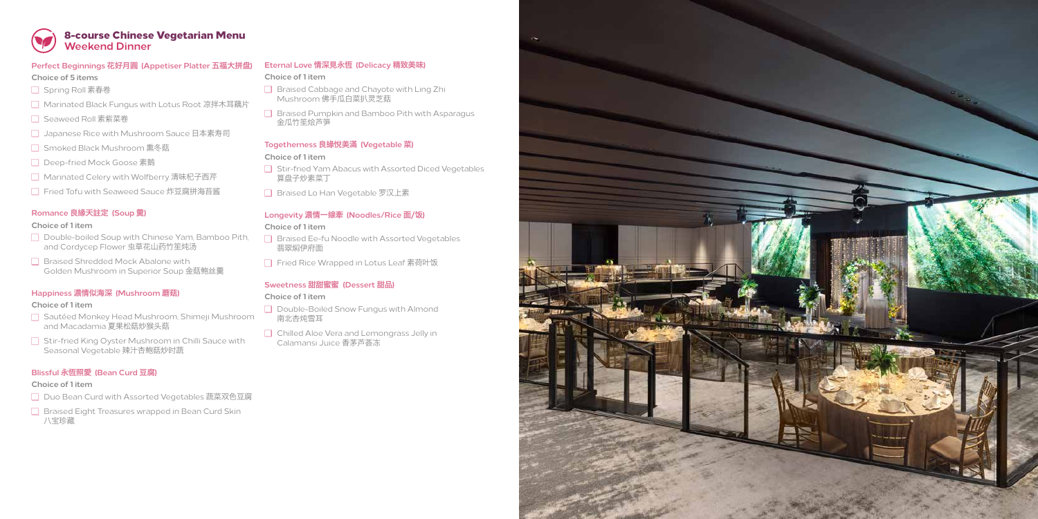# 8-course Chinese Vegetarian Menu
## Weekend Dinner

### Perfect Beginnings 花好月圆 (Appetiser Platter 五福大拼盘)

**Choice of 5 items**

- Spring Roll 素春卷
- Marinated Black Fungus with Lotus Root 凉拌木耳藕片
- Seaweed Roll 素紫菜卷
- Japanese Rice with Mushroom Sauce 日本素寿司
- Smoked Black Mushroom 熏冬菇
- Deep-fried Mock Goose 素鹅
- Marinated Celery with Wolfberry 清味杞子西芹
- Fried Tofu with Seaweed Sauce 炸豆腐拼海苔酱

### Romance 良缘天註定 (Soup 羹)

**Choice of 1 item**

- Double-boiled Soup with Chinese Yam, Bamboo Pith, and Cordycep Flower 虫草花山药竹笙炖汤
- Braised Shredded Mock Abalone with Golden Mushroom in Superior Soup 金菇鲍丝羹

### Happiness 濃情似海深 (Mushroom 蘑菇)

**Choice of 1 item**

- Sautéed Monkey Head Mushroom, Shimeji Mushroom and Macadamia 夏果松菇炒猴头菇
- Stir-fried King Oyster Mushroom in Chilli Sauce with Seasonal Vegetable 辣汁杏鲍菇炒时蔬

### Blissful 永恆照愛 (Bean Curd 豆腐)

**Choice of 1 item**

- Duo Bean Curd with Assorted Vegetables 蔬菜双色豆腐
- Braised Eight Treasures wrapped in Bean Curd Skin 八宝珍藏

### Eternal Love 情深見永恆 (Delicacy 精致美味)

**Choice of 1 item**

- Braised Cabbage and Chayote with Ling Zhi Mushroom 佛手瓜白菜扒灵芝菇
- Braised Pumpkin and Bamboo Pith with Asparagus 金瓜竹笙烩芦笋

### Togetherness 良緣悅美滿 (Vegetable 菜)

**Choice of 1 item**

- Stir-fried Yam Abacus with Assorted Diced Vegetables 算盘子炒素菜丁
- Braised Lo Han Vegetable 罗汉上素

### Longevity 濃情一線牽 (Noodles/Rice 面/饭)

**Choice of 1 item**

- Braised Ee-fu Noodle with Assorted Vegetables 翡翠焖伊府面
- Fried Rice Wrapped in Lotus Leaf 素荷叶饭

### Sweetness 甜甜蜜蜜 (Dessert 甜品)

**Choice of 1 item**

- Double-Boiled Snow Fungus with Almond 南北杏炖雪耳
- Chilled Aloe Vera and Lemongrass Jelly in Calamansi Juice 香茅芦荟冻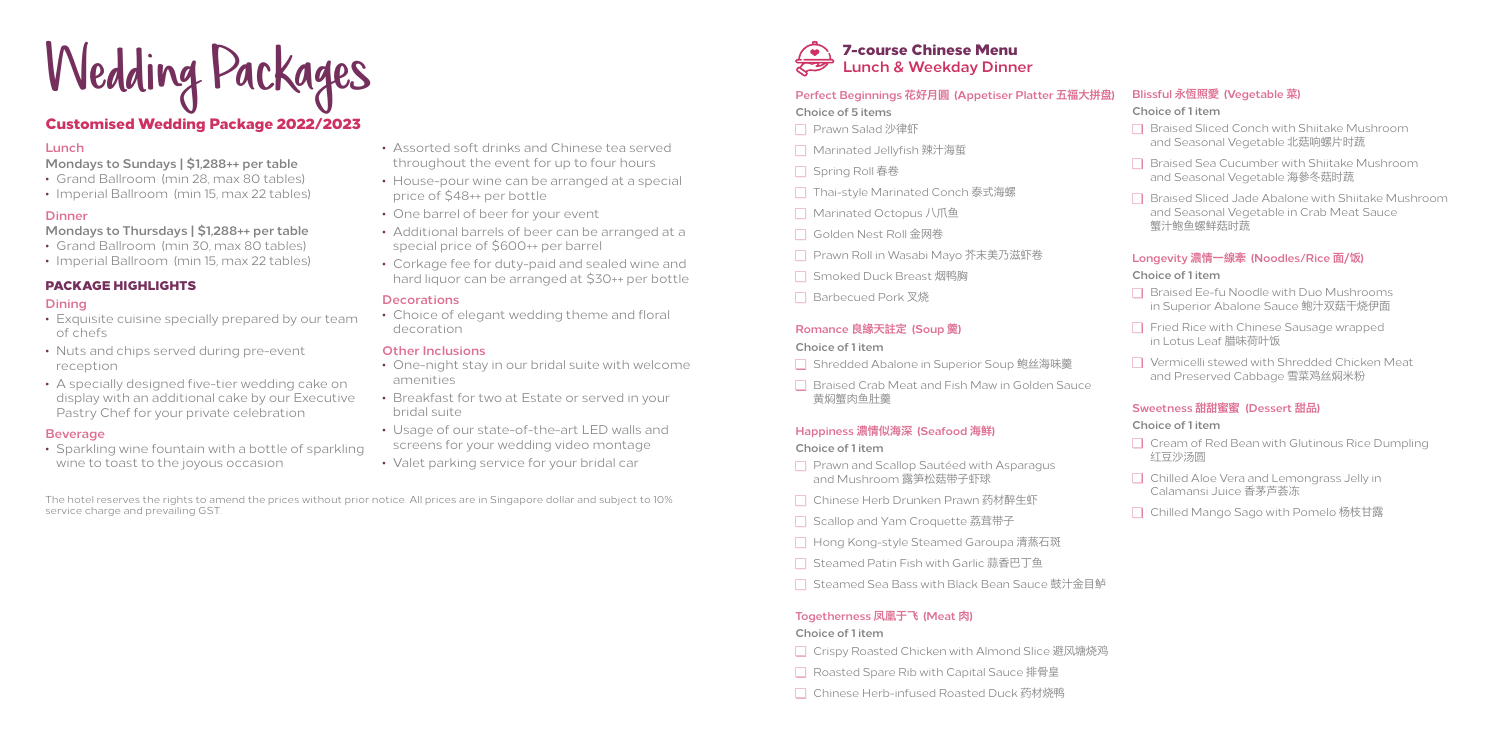# Wedding Packages

## Customised Wedding Package 2022/2023

### Lunch

**Mondays to Sundays | $1,288++ per table**

- Grand Ballroom (min 28, max 80 tables)
- Imperial Ballroom (min 15, max 22 tables)

### Dinner

**Mondays to Thursdays | $1,288++ per table**

- Grand Ballroom (min 30, max 80 tables)
- Imperial Ballroom (min 15, max 22 tables)

## PACKAGE HIGHLIGHTS

### Dining

- Exquisite cuisine specially prepared by our team of chefs
- Nuts and chips served during pre-event reception
- A specially designed five-tier wedding cake on display with an additional cake by our Executive Pastry Chef for your private celebration

### Beverage

- Sparkling wine fountain with a bottle of sparkling wine to toast to the joyous occasion
- Assorted soft drinks and Chinese tea served throughout the event for up to four hours
- House-pour wine can be arranged at a special price of $48++ per bottle
- One barrel of beer for your event
- Additional barrels of beer can be arranged at a special price of $600++ per barrel
- Corkage fee for duty-paid and sealed wine and hard liquor can be arranged at $30++ per bottle

### Decorations

- Choice of elegant wedding theme and floral decoration

### Other Inclusions

- One-night stay in our bridal suite with welcome amenities
- Breakfast for two at Estate or served in your bridal suite
- Usage of our state-of-the-art LED walls and screens for your wedding video montage
- Valet parking service for your bridal car

The hotel reserves the rights to amend the prices without prior notice. All prices are in Singapore dollar and subject to 10% service charge and prevailing GST.

## 7-course Chinese Menu
**Lunch & Weekday Dinner**

### Perfect Beginnings 花好月圆 (Appetiser Platter 五福大拼盘)

**Choice of 5 items**

- ☐ Prawn Salad 沙律虾
- ☐ Marinated Jellyfish 辣汁海蜇
- ☐ Spring Roll 春卷
- ☐ Thai-style Marinated Conch 泰式海螺
- ☐ Marinated Octopus 八爪鱼
- ☐ Golden Nest Roll 金网卷
- ☐ Prawn Roll in Wasabi Mayo 芥末美乃滋虾卷
- ☐ Smoked Duck Breast 烟鸭胸
- ☐ Barbecued Pork 叉烧

### Romance 良缘天註定 (Soup 羹)

**Choice of 1 item**

- ☐ Shredded Abalone in Superior Soup 鲍丝海味羹
- ☐ Braised Crab Meat and Fish Maw in Golden Sauce 黄焖蟹肉鱼肚羹

### Happiness 濃情似海深 (Seafood 海鲜)

**Choice of 1 item**

- ☐ Prawn and Scallop Sautéed with Asparagus and Mushroom 露笋松菇带子虾球
- ☐ Chinese Herb Drunken Prawn 药材醉生虾
- ☐ Scallop and Yam Croquette 荔茸带子
- ☐ Hong Kong-style Steamed Garoupa 清蒸石斑
- ☐ Steamed Patin Fish with Garlic 蒜香巴丁鱼
- ☐ Steamed Sea Bass with Black Bean Sauce 豉汁金目鲈

### Togetherness 凤凰于飞 (Meat 肉)

**Choice of 1 item**

- ☐ Crispy Roasted Chicken with Almond Slice 避风塘烧鸡
- ☐ Roasted Spare Rib with Capital Sauce 排骨皇
- ☐ Chinese Herb-infused Roasted Duck 药材烧鸭

### Blissful 永恆照愛 (Vegetable 菜)

**Choice of 1 item**

- ☐ Braised Sliced Conch with Shiitake Mushroom and Seasonal Vegetable 北菇响螺片时蔬
- ☐ Braised Sea Cucumber with Shiitake Mushroom and Seasonal Vegetable 海参冬菇时蔬
- ☐ Braised Sliced Jade Abalone with Shiitake Mushroom and Seasonal Vegetable in Crab Meat Sauce 蟹汁鲍鱼螺鲜菇时蔬

### Longevity 濃情一線牽 (Noodles/Rice 面/饭)

**Choice of 1 item**

- ☐ Braised Ee-fu Noodle with Duo Mushrooms in Superior Abalone Sauce 鲍汁双菇干烧伊面
- ☐ Fried Rice with Chinese Sausage wrapped in Lotus Leaf 腊味荷叶饭
- ☐ Vermicelli stewed with Shredded Chicken Meat and Preserved Cabbage 雪菜鸡丝焖米粉

### Sweetness 甜甜蜜蜜 (Dessert 甜品)

**Choice of 1 item**

- ☐ Cream of Red Bean with Glutinous Rice Dumpling 红豆沙汤圆
- ☐ Chilled Aloe Vera and Lemongrass Jelly in Calamansi Juice 香茅芦荟冻
- ☐ Chilled Mango Sago with Pomelo 杨枝甘露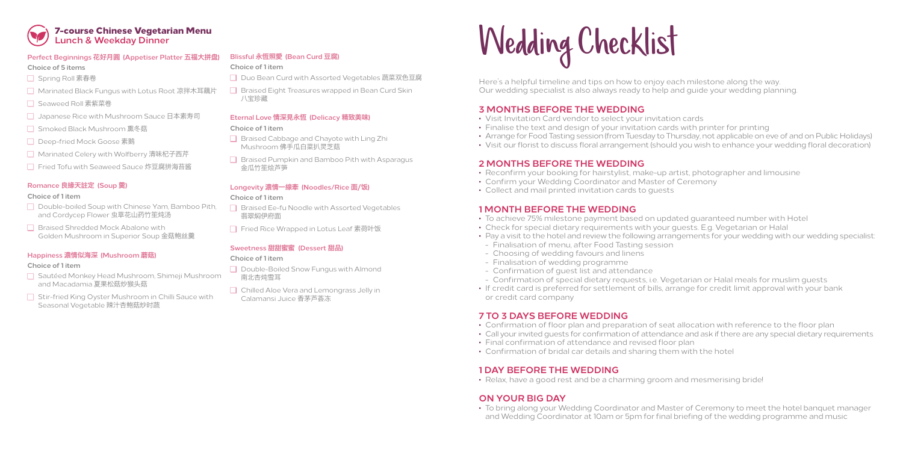## 7-course Chinese Vegetarian Menu
**Lunch & Weekday Dinner**

### Perfect Beginnings 花好月圆 (Appetiser Platter 五福大拼盘)
**Choice of 5 items**

- Spring Roll 素春卷
- Marinated Black Fungus with Lotus Root 凉拌木耳藕片
- Seaweed Roll 素紫菜卷
- Japanese Rice with Mushroom Sauce 日本素寿司
- Smoked Black Mushroom 熏冬菇
- Deep-fried Mock Goose 素鹅
- Marinated Celery with Wolfberry 清味杞子西芹
- Fried Tofu with Seaweed Sauce 炸豆腐拼海苔酱

### Romance 良缘天註定 (Soup 羹)
**Choice of 1 item**

- Double-boiled Soup with Chinese Yam, Bamboo Pith, and Cordycep Flower 虫草花山药竹笙炖汤
- Braised Shredded Mock Abalone with Golden Mushroom in Superior Soup 金菇鲍丝羹

### Happiness 濃情似海深 (Mushroom 蘑菇)
**Choice of 1 item**

- Sautéed Monkey Head Mushroom, Shimeji Mushroom and Macadamia 夏果松菇炒猴头菇
- Stir-fried King Oyster Mushroom in Chilli Sauce with Seasonal Vegetable 辣汁杏鲍菇炒时蔬

### Blissful 永恆照愛 (Bean Curd 豆腐)
**Choice of 1 item**

- Duo Bean Curd with Assorted Vegetables 蔬菜双色豆腐
- Braised Eight Treasures wrapped in Bean Curd Skin 八宝珍藏

### Eternal Love 情深見永恆 (Delicacy 精致美味)
**Choice of 1 item**

- Braised Cabbage and Chayote with Ling Zhi Mushroom 佛手瓜白菜扒灵芝菇
- Braised Pumpkin and Bamboo Pith with Asparagus 金瓜竹笙烩芦笋

### Longevity 濃情一線牽 (Noodles/Rice 面/饭)
**Choice of 1 item**

- Braised Ee-fu Noodle with Assorted Vegetables 翡翠焖伊府面
- Fried Rice Wrapped in Lotus Leaf 素荷叶饭

### Sweetness 甜甜蜜蜜 (Dessert 甜品)
**Choice of 1 item**

- Double-Boiled Snow Fungus with Almond 南北杏炖雪耳
- Chilled Aloe Vera and Lemongrass Jelly in Calamansi Juice 香茅芦荟冻

# Wedding Checklist

Here's a helpful timeline and tips on how to enjoy each milestone along the way. Our wedding specialist is also always ready to help and guide your wedding planning.

## 3 MONTHS BEFORE THE WEDDING

- Visit Invitation Card vendor to select your invitation cards
- Finalise the text and design of your invitation cards with printer for printing
- Arrange for Food Tasting session (from Tuesday to Thursday, not applicable on eve of and on Public Holidays)
- Visit our florist to discuss floral arrangement (should you wish to enhance your wedding floral decoration)

## 2 MONTHS BEFORE THE WEDDING

- Reconfirm your booking for hairstylist, make-up artist, photographer and limousine
- Confirm your Wedding Coordinator and Master of Ceremony
- Collect and mail printed invitation cards to guests

## 1 MONTH BEFORE THE WEDDING

- To achieve 75% milestone payment based on updated guaranteed number with Hotel
- Check for special dietary requirements with your guests. E.g. Vegetarian or Halal
- Pay a visit to the hotel and review the following arrangements for your wedding with our wedding specialist:
  - Finalisation of menu, after Food Tasting session
  - Choosing of wedding favours and linens
  - Finalisation of wedding programme
  - Confirmation of guest list and attendance
  - Confirmation of special dietary requests, i.e. Vegetarian or Halal meals for muslim guests
- If credit card is preferred for settlement of bills, arrange for credit limit approval with your bank or credit card company

## 7 TO 3 DAYS BEFORE WEDDING

- Confirmation of floor plan and preparation of seat allocation with reference to the floor plan
- Call your invited guests for confirmation of attendance and ask if there are any special dietary requirements
- Final confirmation of attendance and revised floor plan
- Confirmation of bridal car details and sharing them with the hotel

## 1 DAY BEFORE THE WEDDING

- Relax, have a good rest and be a charming groom and mesmerising bride!

## ON YOUR BIG DAY

- To bring along your Wedding Coordinator and Master of Ceremony to meet the hotel banquet manager and Wedding Coordinator at 10am or 5pm for final briefing of the wedding programme and music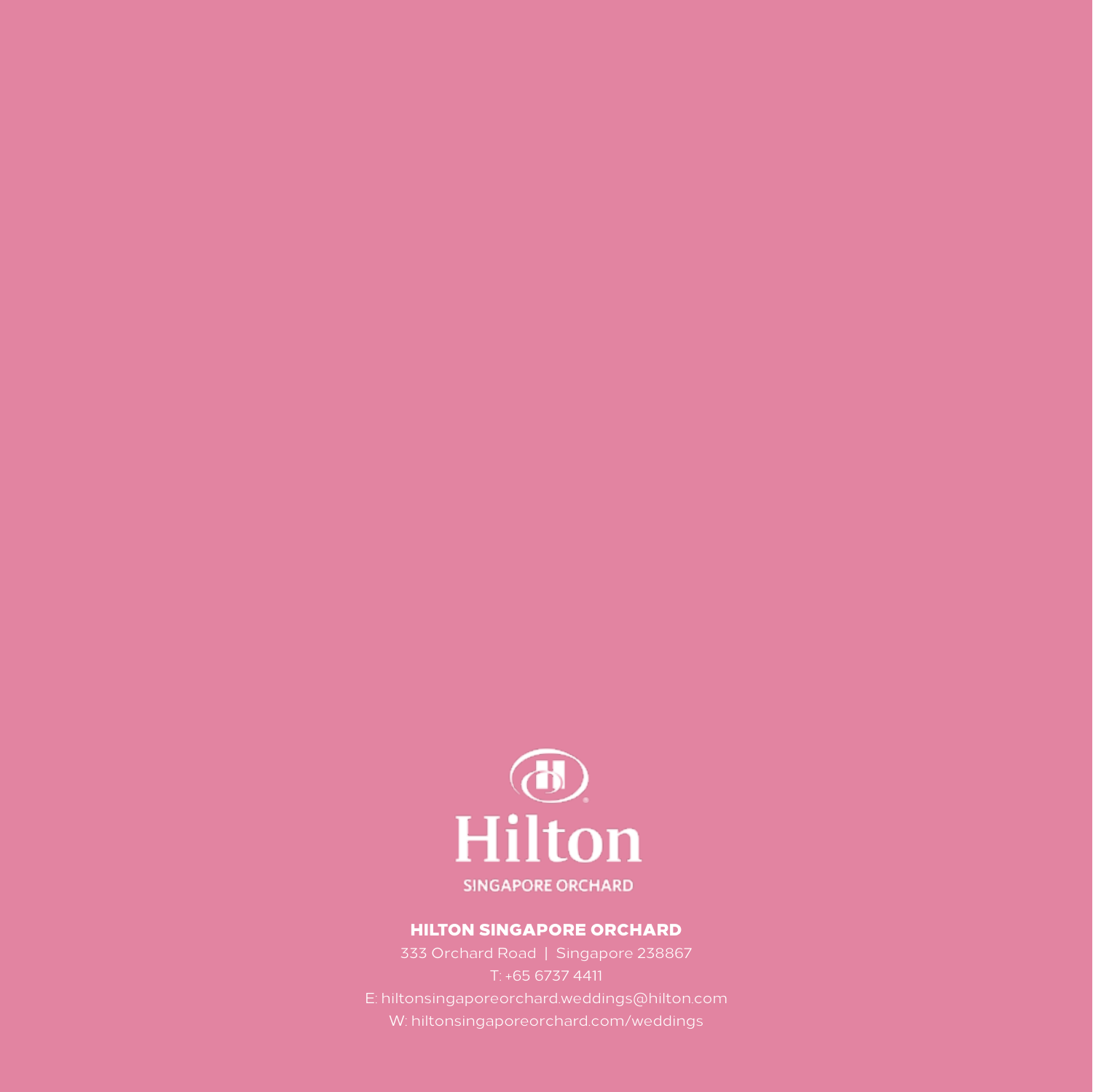Hilton

SINGAPORE ORCHARD

**HILTON SINGAPORE ORCHARD**

333 Orchard Road | Singapore 238867

T: +65 6737 4411

E: hiltonsingaporeorchard.weddings@hilton.com

W: hiltonsingaporeorchard.com/weddings